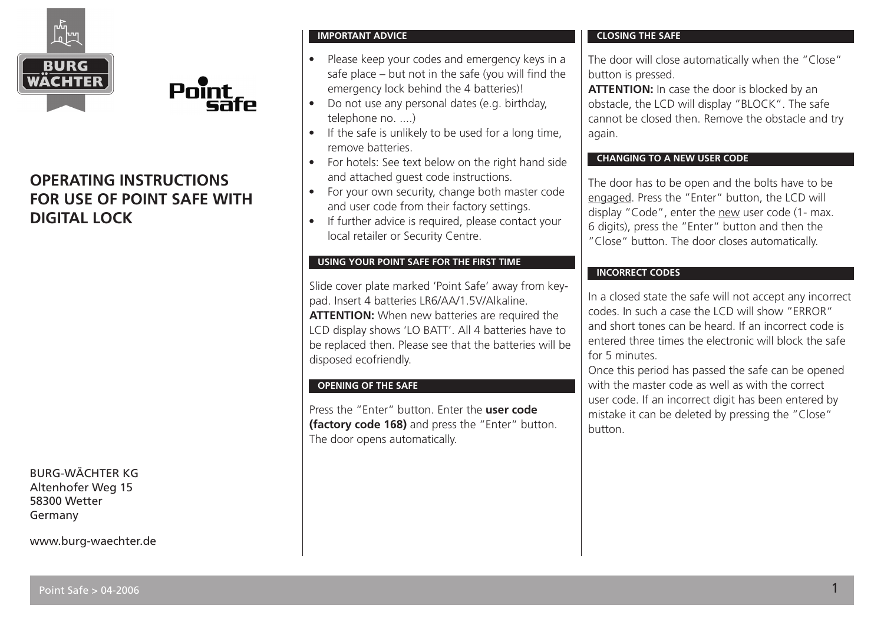BURG WÄCHTER

Point safe

# OPERATING INSTRUCTIONS FOR USE OF POINT SAFE WITH DIGITAL LOCK

BURG-WÄCHTER KG
Altenhofer Weg 15
58300 Wetter
Germany

www.burg-waechter.de

## IMPORTANT ADVICE

- Please keep your codes and emergency keys in a safe place – but not in the safe (you will find the emergency lock behind the 4 batteries)!
- Do not use any personal dates (e.g. birthday, telephone no. ....)
- If the safe is unlikely to be used for a long time, remove batteries.
- For hotels: See text below on the right hand side and attached guest code instructions.
- For your own security, change both master code and user code from their factory settings.
- If further advice is required, please contact your local retailer or Security Centre.

## USING YOUR POINT SAFE FOR THE FIRST TIME

Slide cover plate marked 'Point Safe' away from key-pad. Insert 4 batteries LR6/AA/1.5V/Alkaline.
**ATTENTION:** When new batteries are required the LCD display shows 'LO BATT'. All 4 batteries have to be replaced then. Please see that the batteries will be disposed ecofriendly.

## OPENING OF THE SAFE

Press the "Enter" button. Enter the **user code (factory code 168)** and press the "Enter" button. The door opens automatically.

## CLOSING THE SAFE

The door will close automatically when the "Close" button is pressed.
**ATTENTION:** In case the door is blocked by an obstacle, the LCD will display "BLOCK". The safe cannot be closed then. Remove the obstacle and try again.

## CHANGING TO A NEW USER CODE

The door has to be open and the bolts have to be engaged. Press the "Enter" button, the LCD will display "Code", enter the new user code (1- max. 6 digits), press the "Enter" button and then the "Close" button. The door closes automatically.

## INCORRECT CODES

In a closed state the safe will not accept any incorrect codes. In such a case the LCD will show "ERROR" and short tones can be heard. If an incorrect code is entered three times the electronic will block the safe for 5 minutes.
Once this period has passed the safe can be opened with the master code as well as with the correct user code. If an incorrect digit has been entered by mistake it can be deleted by pressing the "Close" button.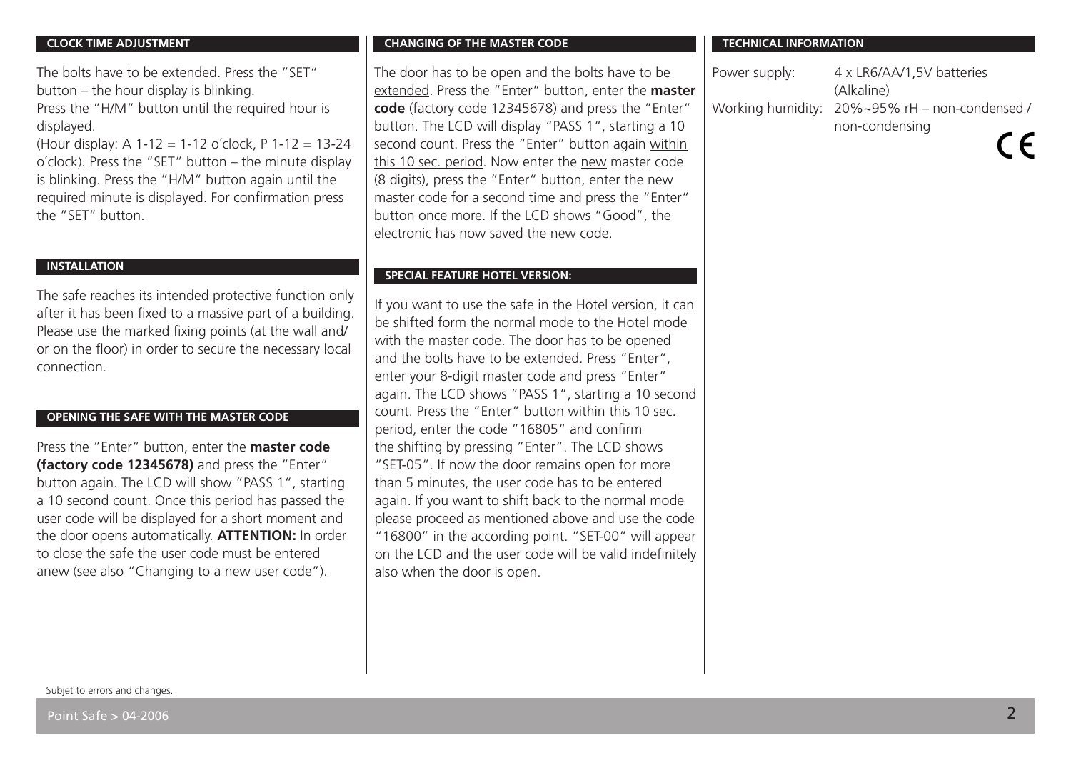## CLOCK TIME ADJUSTMENT

The bolts have to be extended. Press the "SET" button – the hour display is blinking. Press the "H/M" button until the required hour is displayed.
(Hour display: A 1-12 = 1-12 o´clock, P 1-12 = 13-24 o´clock). Press the "SET" button – the minute display is blinking. Press the "H/M" button again until the required minute is displayed. For confirmation press the "SET" button.

## INSTALLATION

The safe reaches its intended protective function only after it has been fixed to a massive part of a building. Please use the marked fixing points (at the wall and/ or on the floor) in order to secure the necessary local connection.

## OPENING THE SAFE WITH THE MASTER CODE

Press the "Enter" button, enter the **master code (factory code 12345678)** and press the "Enter" button again. The LCD will show "PASS 1", starting a 10 second count. Once this period has passed the user code will be displayed for a short moment and the door opens automatically. **ATTENTION:** In order to close the safe the user code must be entered anew (see also "Changing to a new user code").

## CHANGING OF THE MASTER CODE

The door has to be open and the bolts have to be extended. Press the "Enter" button, enter the **master code** (factory code 12345678) and press the "Enter" button. The LCD will display "PASS 1", starting a 10 second count. Press the "Enter" button again within this 10 sec. period. Now enter the new master code (8 digits), press the "Enter" button, enter the new master code for a second time and press the "Enter" button once more. If the LCD shows "Good", the electronic has now saved the new code.

## SPECIAL FEATURE HOTEL VERSION:

If you want to use the safe in the Hotel version, it can be shifted form the normal mode to the Hotel mode with the master code. The door has to be opened and the bolts have to be extended. Press "Enter", enter your 8-digit master code and press "Enter" again. The LCD shows "PASS 1", starting a 10 second count. Press the "Enter" button within this 10 sec. period, enter the code "16805" and confirm the shifting by pressing "Enter". The LCD shows "SET-05". If now the door remains open for more than 5 minutes, the user code has to be entered again. If you want to shift back to the normal mode please proceed as mentioned above and use the code "16800" in the according point. "SET-00" will appear on the LCD and the user code will be valid indefinitely also when the door is open.

## TECHNICAL INFORMATION

| | |
|---|---|
| Power supply: | 4 x LR6/AA/1,5V batteries (Alkaline) |
| Working humidity: | 20%~95% rH – non-condensed / non-condensing |

CE

Subjet to errors and changes.

Point Safe > 04-2006